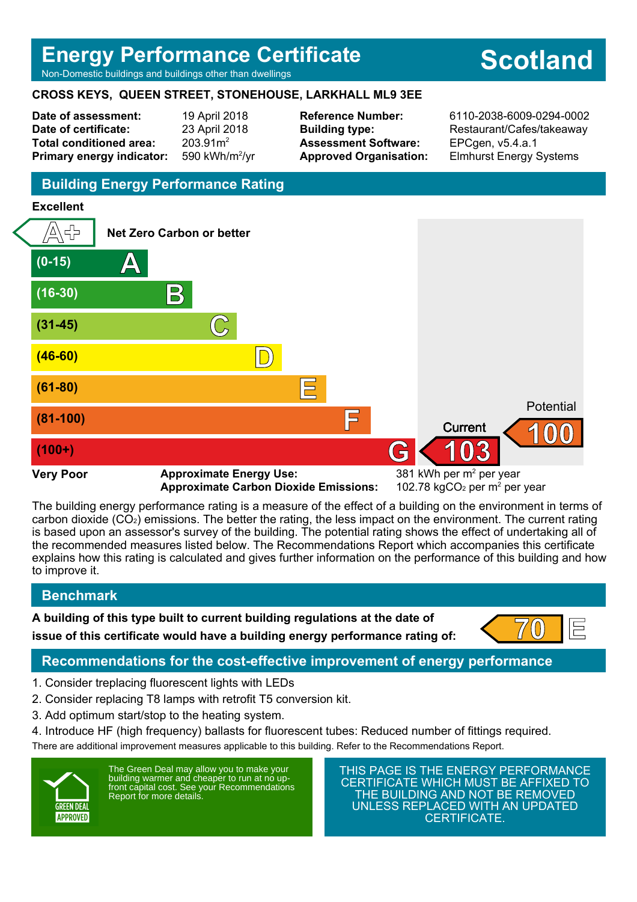# Energy Performance Certificate

Non-Domestic buildings and buildings other than dwellings

**Scotland**

**CROSS KEYS, QUEEN STREET, STONEHOUSE, LARKHALL ML9 3EE**

| | | | |
|---|---|---|---|
| **Date of assessment:** | 19 April 2018 | **Reference Number:** | 6110-2038-6009-0294-0002 |
| **Date of certificate:** | 23 April 2018 | **Building type:** | Restaurant/Cafes/takeaway |
| **Total conditioned area:** | 203.91m$^2$ | **Assessment Software:** | EPCgen, v5.4.a.1 |
| **Primary energy indicator:** | 590 kWh/m$^2$/yr | **Approved Organisation:** | Elmhurst Energy Systems |

## Building Energy Performance Rating

**Excellent**

A+ Net Zero Carbon or better

(0-15) A

(16-30) B

(31-45) C

(46-60) D

(61-80) E

(81-100) F

(100+) G

**Very Poor**

Current 103

Potential 100

**Approximate Energy Use:** 381 kWh per m$^2$ per year

**Approximate Carbon Dioxide Emissions:** 102.78 kg$CO_2$ per m$^2$ per year

The building energy performance rating is a measure of the effect of a building on the environment in terms of carbon dioxide ($CO_2$) emissions. The better the rating, the less impact on the environment. The current rating is based upon an assessor's survey of the building. The potential rating shows the effect of undertaking all of the recommended measures listed below. The Recommendations Report which accompanies this certificate explains how this rating is calculated and gives further information on the performance of this building and how to improve it.

## Benchmark

**A building of this type built to current building regulations at the date of issue of this certificate would have a building energy performance rating of:** 70 E

## Recommendations for the cost-effective improvement of energy performance

1. Consider treplacing fluorescent lights with LEDs
2. Consider replacing T8 lamps with retrofit T5 conversion kit.
3. Add optimum start/stop to the heating system.
4. Introduce HF (high frequency) ballasts for fluorescent tubes: Reduced number of fittings required.

There are additional improvement measures applicable to this building. Refer to the Recommendations Report.

GREEN DEAL APPROVED

The Green Deal may allow you to make your building warmer and cheaper to run at no up-front capital cost. See your Recommendations Report for more details.

THIS PAGE IS THE ENERGY PERFORMANCE CERTIFICATE WHICH MUST BE AFFIXED TO THE BUILDING AND NOT BE REMOVED UNLESS REPLACED WITH AN UPDATED CERTIFICATE.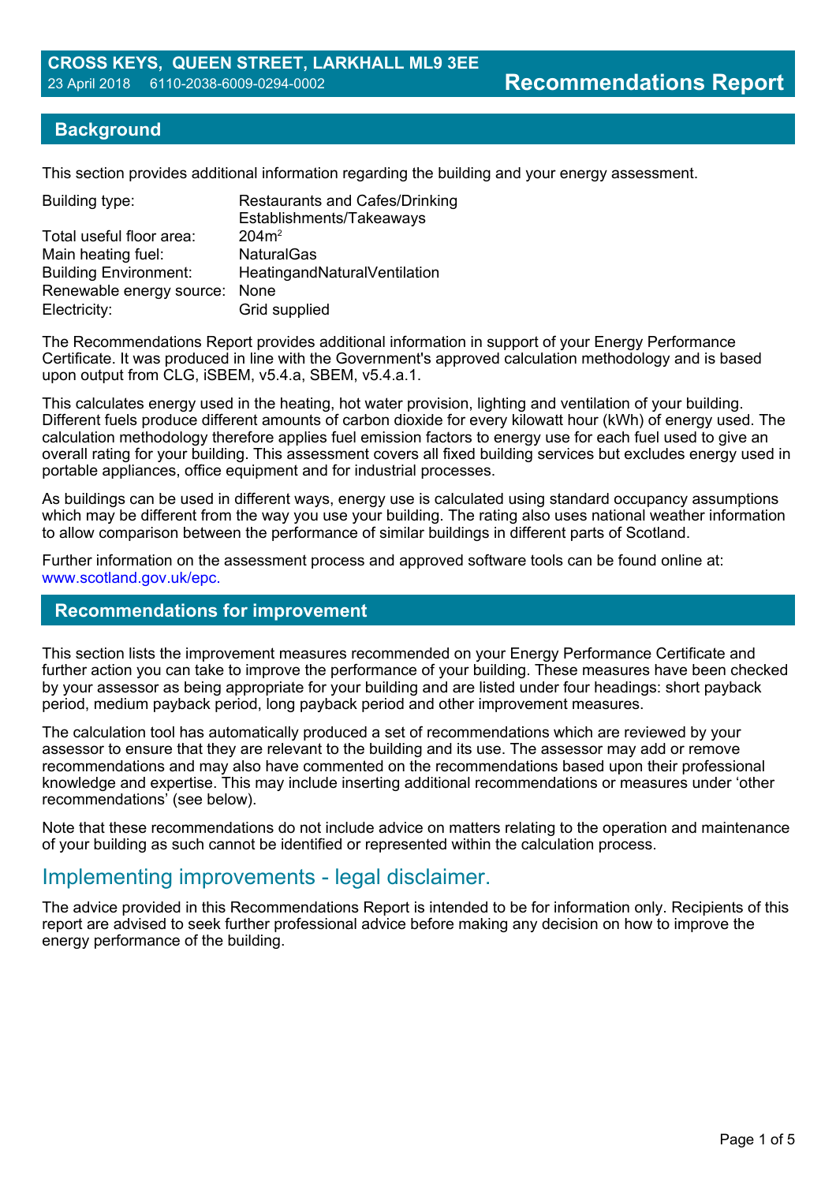**CROSS KEYS, QUEEN STREET, LARKHALL ML9 3EE**
23 April 2018 6110-2038-6009-0294-0002

# Recommendations Report

## Background

This section provides additional information regarding the building and your energy assessment.

| | |
|---|---|
| Building type: | Restaurants and Cafes/Drinking Establishments/Takeaways |
| Total useful floor area: | 204m$^2$ |
| Main heating fuel: | NaturalGas |
| Building Environment: | HeatingandNaturalVentilation |
| Renewable energy source: | None |
| Electricity: | Grid supplied |

The Recommendations Report provides additional information in support of your Energy Performance Certificate. It was produced in line with the Government's approved calculation methodology and is based upon output from CLG, iSBEM, v5.4.a, SBEM, v5.4.a.1.

This calculates energy used in the heating, hot water provision, lighting and ventilation of your building. Different fuels produce different amounts of carbon dioxide for every kilowatt hour (kWh) of energy used. The calculation methodology therefore applies fuel emission factors to energy use for each fuel used to give an overall rating for your building. This assessment covers all fixed building services but excludes energy used in portable appliances, office equipment and for industrial processes.

As buildings can be used in different ways, energy use is calculated using standard occupancy assumptions which may be different from the way you use your building. The rating also uses national weather information to allow comparison between the performance of similar buildings in different parts of Scotland.

Further information on the assessment process and approved software tools can be found online at: www.scotland.gov.uk/epc.

## Recommendations for improvement

This section lists the improvement measures recommended on your Energy Performance Certificate and further action you can take to improve the performance of your building. These measures have been checked by your assessor as being appropriate for your building and are listed under four headings: short payback period, medium payback period, long payback period and other improvement measures.

The calculation tool has automatically produced a set of recommendations which are reviewed by your assessor to ensure that they are relevant to the building and its use. The assessor may add or remove recommendations and may also have commented on the recommendations based upon their professional knowledge and expertise. This may include inserting additional recommendations or measures under 'other recommendations' (see below).

Note that these recommendations do not include advice on matters relating to the operation and maintenance of your building as such cannot be identified or represented within the calculation process.

### Implementing improvements - legal disclaimer.

The advice provided in this Recommendations Report is intended to be for information only. Recipients of this report are advised to seek further professional advice before making any decision on how to improve the energy performance of the building.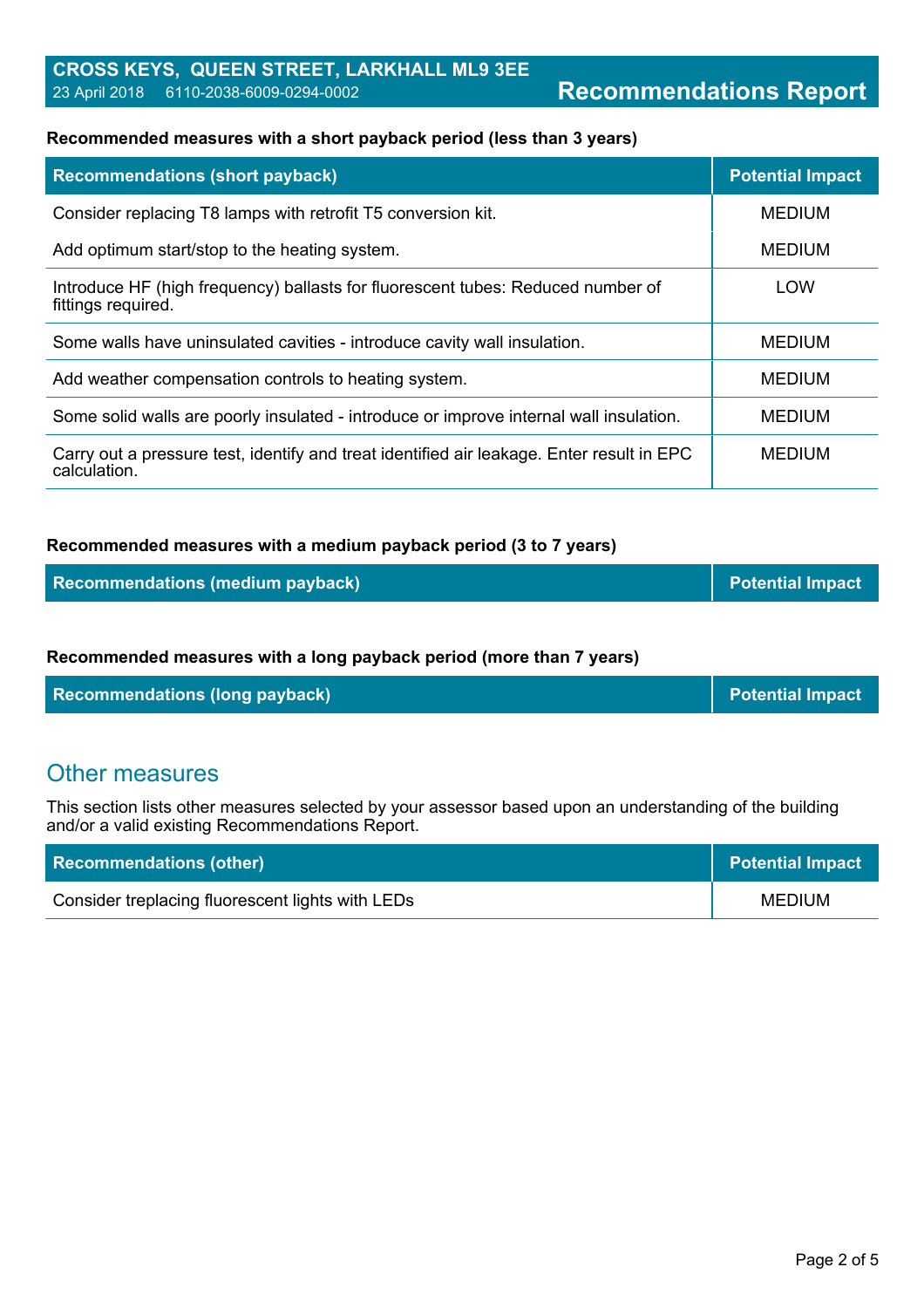**Recommended measures with a short payback period (less than 3 years)**

| Recommendations (short payback) | Potential Impact |
|---|---|
| Consider replacing T8 lamps with retrofit T5 conversion kit. | MEDIUM |
| Add optimum start/stop to the heating system. | MEDIUM |
| Introduce HF (high frequency) ballasts for fluorescent tubes: Reduced number of fittings required. | LOW |
| Some walls have uninsulated cavities - introduce cavity wall insulation. | MEDIUM |
| Add weather compensation controls to heating system. | MEDIUM |
| Some solid walls are poorly insulated - introduce or improve internal wall insulation. | MEDIUM |
| Carry out a pressure test, identify and treat identified air leakage. Enter result in EPC calculation. | MEDIUM |

**Recommended measures with a medium payback period (3 to 7 years)**

| Recommendations (medium payback) | Potential Impact |
|---|---|

**Recommended measures with a long payback period (more than 7 years)**

| Recommendations (long payback) | Potential Impact |
|---|---|

## Other measures

This section lists other measures selected by your assessor based upon an understanding of the building and/or a valid existing Recommendations Report.

| Recommendations (other) | Potential Impact |
|---|---|
| Consider treplacing fluorescent lights with LEDs | MEDIUM |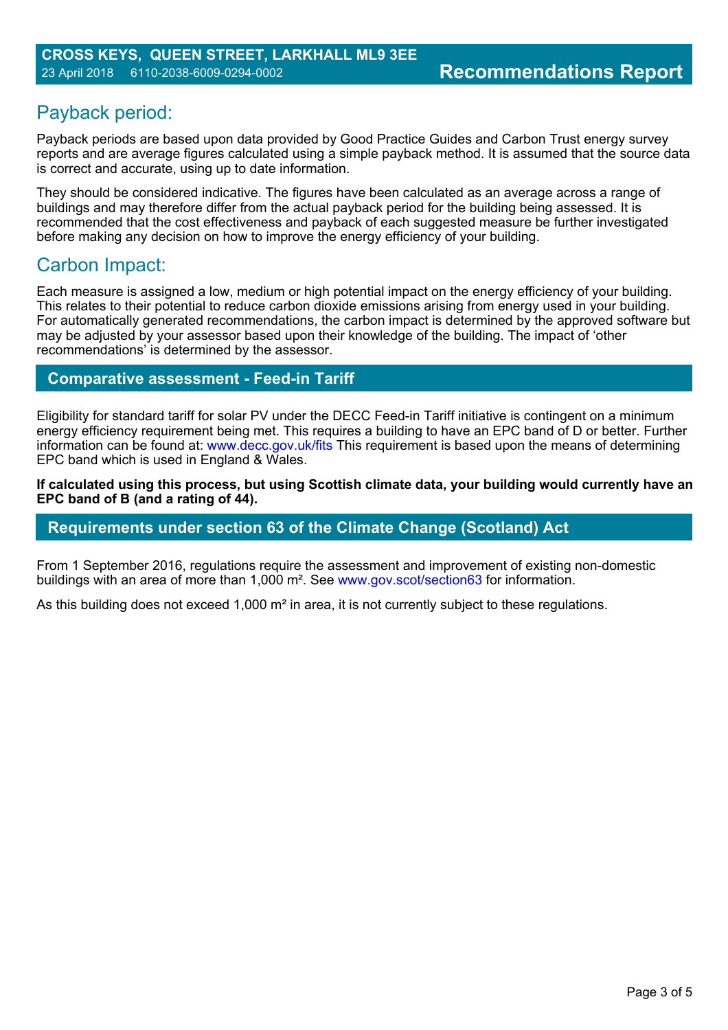## Payback period:

Payback periods are based upon data provided by Good Practice Guides and Carbon Trust energy survey reports and are average figures calculated using a simple payback method. It is assumed that the source data is correct and accurate, using up to date information.

They should be considered indicative. The figures have been calculated as an average across a range of buildings and may therefore differ from the actual payback period for the building being assessed. It is recommended that the cost effectiveness and payback of each suggested measure be further investigated before making any decision on how to improve the energy efficiency of your building.

## Carbon Impact:

Each measure is assigned a low, medium or high potential impact on the energy efficiency of your building. This relates to their potential to reduce carbon dioxide emissions arising from energy used in your building. For automatically generated recommendations, the carbon impact is determined by the approved software but may be adjusted by your assessor based upon their knowledge of the building. The impact of 'other recommendations' is determined by the assessor.

## Comparative assessment - Feed-in Tariff

Eligibility for standard tariff for solar PV under the DECC Feed-in Tariff initiative is contingent on a minimum energy efficiency requirement being met. This requires a building to have an EPC band of D or better. Further information can be found at: www.decc.gov.uk/fits This requirement is based upon the means of determining EPC band which is used in England & Wales.

**If calculated using this process, but using Scottish climate data, your building would currently have an EPC band of B (and a rating of 44).**

## Requirements under section 63 of the Climate Change (Scotland) Act

From 1 September 2016, regulations require the assessment and improvement of existing non-domestic buildings with an area of more than 1,000 m². See www.gov.scot/section63 for information.

As this building does not exceed 1,000 m² in area, it is not currently subject to these regulations.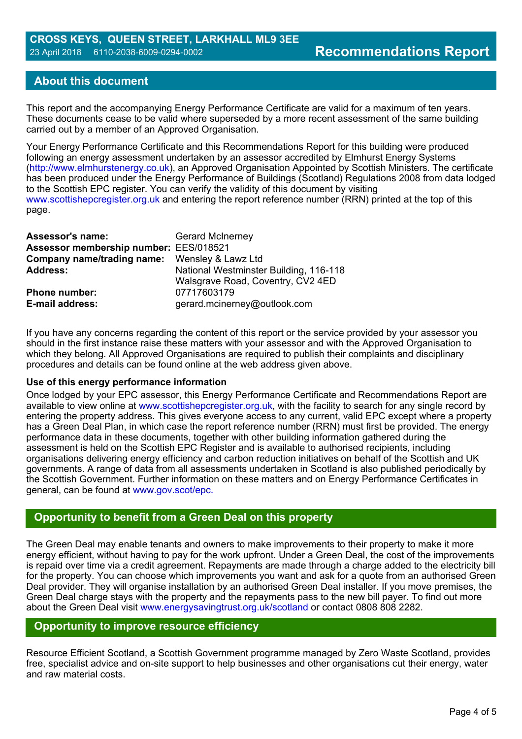**CROSS KEYS, QUEEN STREET, LARKHALL ML9 3EE**
23 April 2018 6110-2038-6009-0294-0002

# Recommendations Report

## About this document

This report and the accompanying Energy Performance Certificate are valid for a maximum of ten years. These documents cease to be valid where superseded by a more recent assessment of the same building carried out by a member of an Approved Organisation.

Your Energy Performance Certificate and this Recommendations Report for this building were produced following an energy assessment undertaken by an assessor accredited by Elmhurst Energy Systems (http://www.elmhurstenergy.co.uk), an Approved Organisation Appointed by Scottish Ministers. The certificate has been produced under the Energy Performance of Buildings (Scotland) Regulations 2008 from data lodged to the Scottish EPC register. You can verify the validity of this document by visiting www.scottishepcregister.org.uk and entering the report reference number (RRN) printed at the top of this page.

| | |
|---|---|
| **Assessor's name:** | Gerard McInerney |
| **Assessor membership number:** | EES/018521 |
| **Company name/trading name:** | Wensley & Lawz Ltd |
| **Address:** | National Westminster Building, 116-118 Walsgrave Road, Coventry, CV2 4ED |
| **Phone number:** | 07717603179 |
| **E-mail address:** | gerard.mcinerney@outlook.com |

If you have any concerns regarding the content of this report or the service provided by your assessor you should in the first instance raise these matters with your assessor and with the Approved Organisation to which they belong. All Approved Organisations are required to publish their complaints and disciplinary procedures and details can be found online at the web address given above.

**Use of this energy performance information**

Once lodged by your EPC assessor, this Energy Performance Certificate and Recommendations Report are available to view online at www.scottishepcregister.org.uk, with the facility to search for any single record by entering the property address. This gives everyone access to any current, valid EPC except where a property has a Green Deal Plan, in which case the report reference number (RRN) must first be provided. The energy performance data in these documents, together with other building information gathered during the assessment is held on the Scottish EPC Register and is available to authorised recipients, including organisations delivering energy efficiency and carbon reduction initiatives on behalf of the Scottish and UK governments. A range of data from all assessments undertaken in Scotland is also published periodically by the Scottish Government. Further information on these matters and on Energy Performance Certificates in general, can be found at www.gov.scot/epc.

## Opportunity to benefit from a Green Deal on this property

The Green Deal may enable tenants and owners to make improvements to their property to make it more energy efficient, without having to pay for the work upfront. Under a Green Deal, the cost of the improvements is repaid over time via a credit agreement. Repayments are made through a charge added to the electricity bill for the property. You can choose which improvements you want and ask for a quote from an authorised Green Deal provider. They will organise installation by an authorised Green Deal installer. If you move premises, the Green Deal charge stays with the property and the repayments pass to the new bill payer. To find out more about the Green Deal visit www.energysavingtrust.org.uk/scotland or contact 0808 808 2282.

## Opportunity to improve resource efficiency

Resource Efficient Scotland, a Scottish Government programme managed by Zero Waste Scotland, provides free, specialist advice and on-site support to help businesses and other organisations cut their energy, water and raw material costs.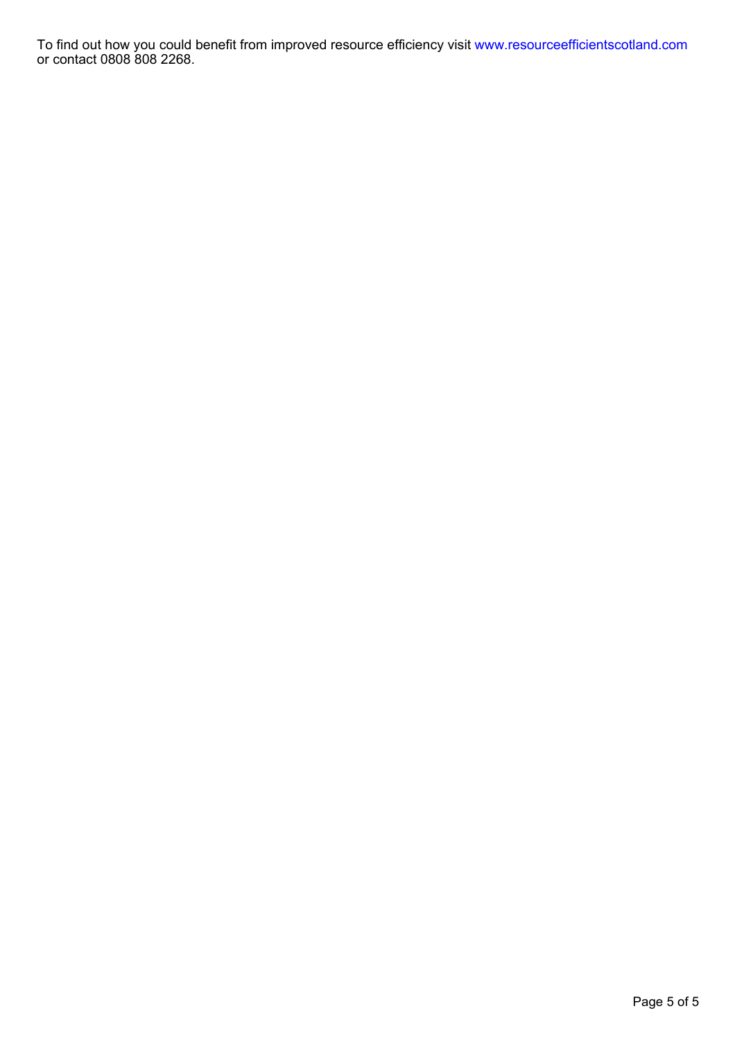To find out how you could benefit from improved resource efficiency visit www.resourceefficientscotland.com or contact 0808 808 2268.